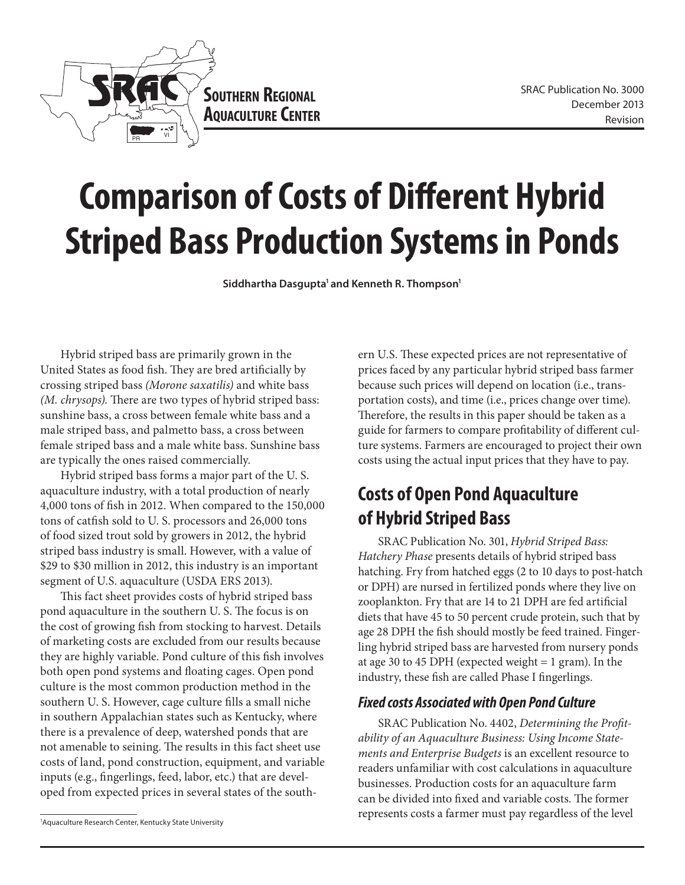SOUTHERN REGIONAL AQUACULTURE CENTER

SRAC Publication No. 3000
December 2013
Revision

# Comparison of Costs of Different Hybrid Striped Bass Production Systems in Ponds

**Siddhartha Dasgupta[1] and Kenneth R. Thompson[1]**

Hybrid striped bass are primarily grown in the United States as food fish. They are bred artificially by crossing striped bass *(Morone saxatilis)* and white bass *(M. chrysops).* There are two types of hybrid striped bass: sunshine bass, a cross between female white bass and a male striped bass, and palmetto bass, a cross between female striped bass and a male white bass. Sunshine bass are typically the ones raised commercially.

Hybrid striped bass forms a major part of the U. S. aquaculture industry, with a total production of nearly 4,000 tons of fish in 2012. When compared to the 150,000 tons of catfish sold to U. S. processors and 26,000 tons of food sized trout sold by growers in 2012, the hybrid striped bass industry is small. However, with a value of $29 to $30 million in 2012, this industry is an important segment of U.S. aquaculture (USDA ERS 2013).

This fact sheet provides costs of hybrid striped bass pond aquaculture in the southern U. S. The focus is on the cost of growing fish from stocking to harvest. Details of marketing costs are excluded from our results because they are highly variable. Pond culture of this fish involves both open pond systems and floating cages. Open pond culture is the most common production method in the southern U. S. However, cage culture fills a small niche in southern Appalachian states such as Kentucky, where there is a prevalence of deep, watershed ponds that are not amenable to seining. The results in this fact sheet use costs of land, pond construction, equipment, and variable inputs (e.g., fingerlings, feed, labor, etc.) that are developed from expected prices in several states of the southern U.S. These expected prices are not representative of prices faced by any particular hybrid striped bass farmer because such prices will depend on location (i.e., transportation costs), and time (i.e., prices change over time). Therefore, the results in this paper should be taken as a guide for farmers to compare profitability of different culture systems. Farmers are encouraged to project their own costs using the actual input prices that they have to pay.

## Costs of Open Pond Aquaculture of Hybrid Striped Bass

SRAC Publication No. 301, *Hybrid Striped Bass: Hatchery Phase* presents details of hybrid striped bass hatching. Fry from hatched eggs (2 to 10 days to post-hatch or DPH) are nursed in fertilized ponds where they live on zooplankton. Fry that are 14 to 21 DPH are fed artificial diets that have 45 to 50 percent crude protein, such that by age 28 DPH the fish should mostly be feed trained. Fingerling hybrid striped bass are harvested from nursery ponds at age 30 to 45 DPH (expected weight = 1 gram). In the industry, these fish are called Phase I fingerlings.

### *Fixed costs Associated with Open Pond Culture*

SRAC Publication No. 4402, *Determining the Profitability of an Aquaculture Business: Using Income Statements and Enterprise Budgets* is an excellent resource to readers unfamiliar with cost calculations in aquaculture businesses. Production costs for an aquaculture farm can be divided into fixed and variable costs. The former represents costs a farmer must pay regardless of the level

[1] Aquaculture Research Center, Kentucky State University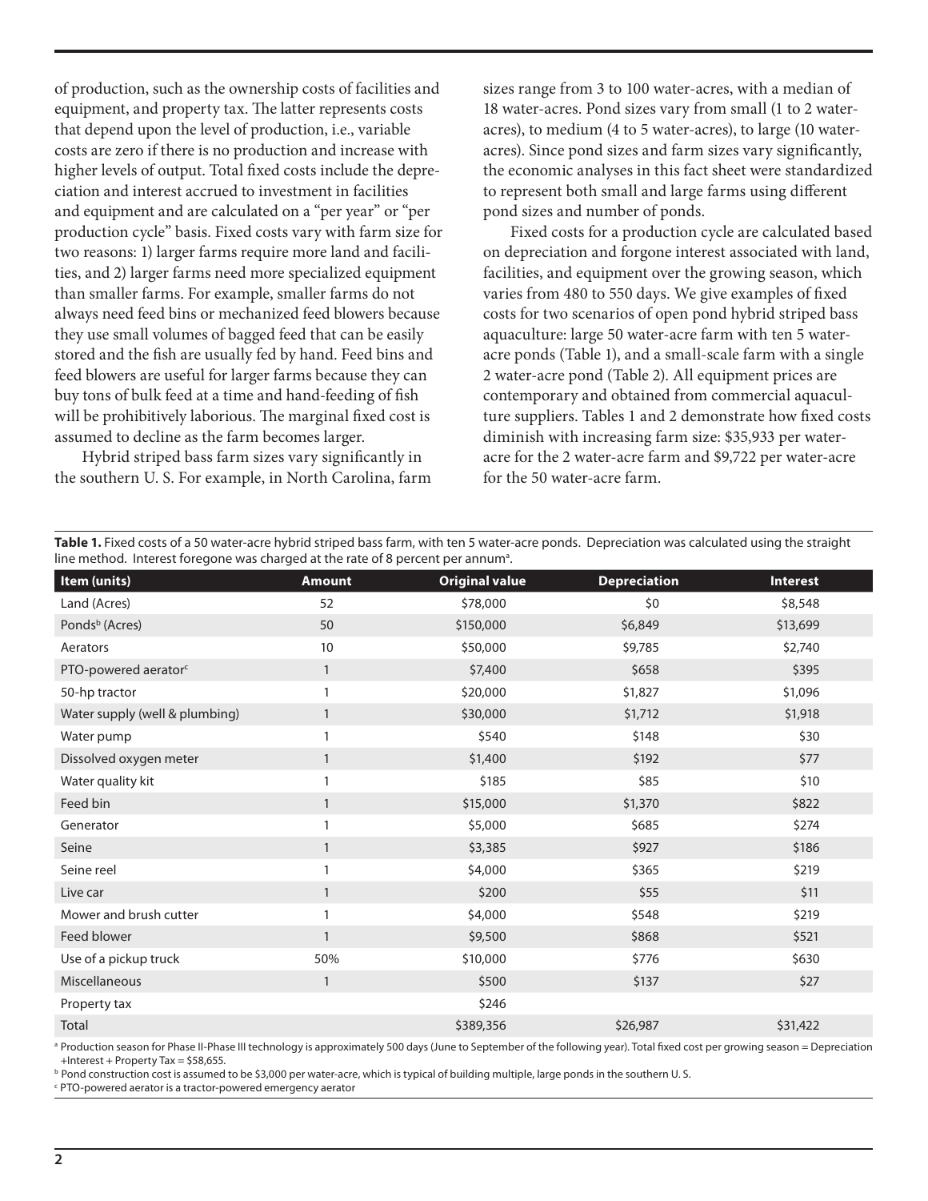of production, such as the ownership costs of facilities and equipment, and property tax. The latter represents costs that depend upon the level of production, i.e., variable costs are zero if there is no production and increase with higher levels of output. Total fixed costs include the depreciation and interest accrued to investment in facilities and equipment and are calculated on a "per year" or "per production cycle" basis. Fixed costs vary with farm size for two reasons: 1) larger farms require more land and facilities, and 2) larger farms need more specialized equipment than smaller farms. For example, smaller farms do not always need feed bins or mechanized feed blowers because they use small volumes of bagged feed that can be easily stored and the fish are usually fed by hand. Feed bins and feed blowers are useful for larger farms because they can buy tons of bulk feed at a time and hand-feeding of fish will be prohibitively laborious. The marginal fixed cost is assumed to decline as the farm becomes larger.

Hybrid striped bass farm sizes vary significantly in the southern U. S. For example, in North Carolina, farm sizes range from 3 to 100 water-acres, with a median of 18 water-acres. Pond sizes vary from small (1 to 2 water-acres), to medium (4 to 5 water-acres), to large (10 water-acres). Since pond sizes and farm sizes vary significantly, the economic analyses in this fact sheet were standardized to represent both small and large farms using different pond sizes and number of ponds.

Fixed costs for a production cycle are calculated based on depreciation and forgone interest associated with land, facilities, and equipment over the growing season, which varies from 480 to 550 days. We give examples of fixed costs for two scenarios of open pond hybrid striped bass aquaculture: large 50 water-acre farm with ten 5 water-acre ponds (Table 1), and a small-scale farm with a single 2 water-acre pond (Table 2). All equipment prices are contemporary and obtained from commercial aquaculture suppliers. Tables 1 and 2 demonstrate how fixed costs diminish with increasing farm size: $35,933 per water-acre for the 2 water-acre farm and $9,722 per water-acre for the 50 water-acre farm.

**Table 1.** Fixed costs of a 50 water-acre hybrid striped bass farm, with ten 5 water-acre ponds. Depreciation was calculated using the straight line method. Interest foregone was charged at the rate of 8 percent per annum[a].

| Item (units) | Amount | Original value | Depreciation | Interest |
|---|---|---|---|---|
| Land (Acres) | 52 | $78,000 | $0 | $8,548 |
| Ponds[b] (Acres) | 50 | $150,000 | $6,849 | $13,699 |
| Aerators | 10 | $50,000 | $9,785 | $2,740 |
| PTO-powered aerator[c] | 1 | $7,400 | $658 | $395 |
| 50-hp tractor | 1 | $20,000 | $1,827 | $1,096 |
| Water supply (well & plumbing) | 1 | $30,000 | $1,712 | $1,918 |
| Water pump | 1 | $540 | $148 | $30 |
| Dissolved oxygen meter | 1 | $1,400 | $192 | $77 |
| Water quality kit | 1 | $185 | $85 | $10 |
| Feed bin | 1 | $15,000 | $1,370 | $822 |
| Generator | 1 | $5,000 | $685 | $274 |
| Seine | 1 | $3,385 | $927 | $186 |
| Seine reel | 1 | $4,000 | $365 | $219 |
| Live car | 1 | $200 | $55 | $11 |
| Mower and brush cutter | 1 | $4,000 | $548 | $219 |
| Feed blower | 1 | $9,500 | $868 | $521 |
| Use of a pickup truck | 50% | $10,000 | $776 | $630 |
| Miscellaneous | 1 | $500 | $137 | $27 |
| Property tax | | $246 | | |
| Total | | $389,356 | $26,987 | $31,422 |

[a] Production season for Phase II-Phase III technology is approximately 500 days (June to September of the following year). Total fixed cost per growing season = Depreciation +Interest + Property Tax = $58,655.

[b] Pond construction cost is assumed to be $3,000 per water-acre, which is typical of building multiple, large ponds in the southern U. S.

[c] PTO-powered aerator is a tractor-powered emergency aerator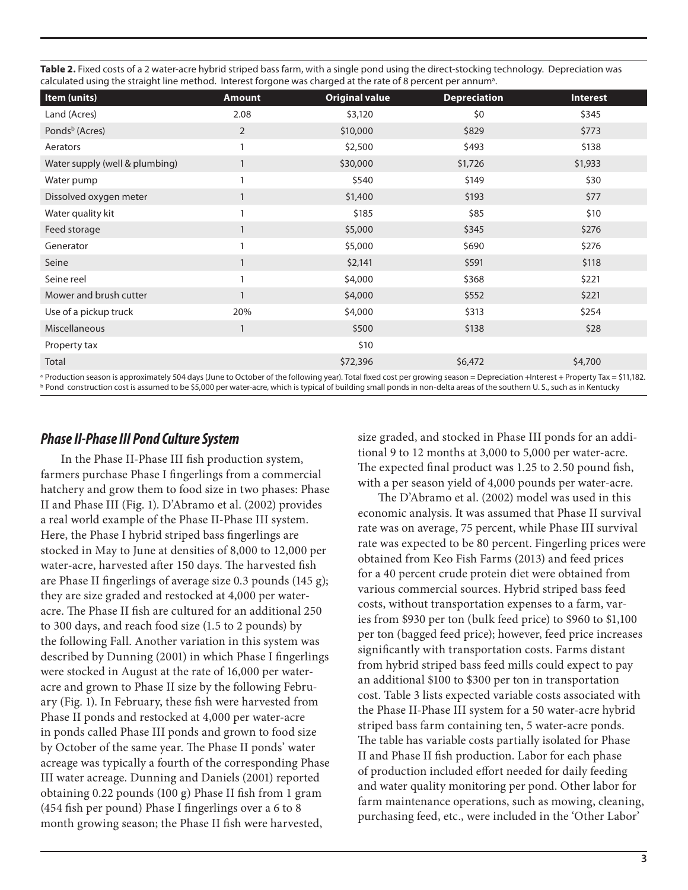**Table 2.** Fixed costs of a 2 water-acre hybrid striped bass farm, with a single pond using the direct-stocking technology. Depreciation was calculated using the straight line method. Interest forgone was charged at the rate of 8 percent per annum[a].

| Item (units) | Amount | Original value | Depreciation | Interest |
|---|---|---|---|---|
| Land (Acres) | 2.08 | $3,120 | $0 | $345 |
| Ponds[b] (Acres) | 2 | $10,000 | $829 | $773 |
| Aerators | 1 | $2,500 | $493 | $138 |
| Water supply (well & plumbing) | 1 | $30,000 | $1,726 | $1,933 |
| Water pump | 1 | $540 | $149 | $30 |
| Dissolved oxygen meter | 1 | $1,400 | $193 | $77 |
| Water quality kit | 1 | $185 | $85 | $10 |
| Feed storage | 1 | $5,000 | $345 | $276 |
| Generator | 1 | $5,000 | $690 | $276 |
| Seine | 1 | $2,141 | $591 | $118 |
| Seine reel | 1 | $4,000 | $368 | $221 |
| Mower and brush cutter | 1 | $4,000 | $552 | $221 |
| Use of a pickup truck | 20% | $4,000 | $313 | $254 |
| Miscellaneous | 1 | $500 | $138 | $28 |
| Property tax | | $10 | | |
| Total | | $72,396 | $6,472 | $4,700 |

[a] Production season is approximately 504 days (June to October of the following year). Total fixed cost per growing season = Depreciation +Interest + Property Tax = $11,182.
[b] Pond construction cost is assumed to be $5,000 per water-acre, which is typical of building small ponds in non-delta areas of the southern U. S., such as in Kentucky

## *Phase II-Phase III Pond Culture System*

In the Phase II-Phase III fish production system, farmers purchase Phase I fingerlings from a commercial hatchery and grow them to food size in two phases: Phase II and Phase III (Fig. 1). D'Abramo et al. (2002) provides a real world example of the Phase II-Phase III system. Here, the Phase I hybrid striped bass fingerlings are stocked in May to June at densities of 8,000 to 12,000 per water-acre, harvested after 150 days. The harvested fish are Phase II fingerlings of average size 0.3 pounds (145 g); they are size graded and restocked at 4,000 per water-acre. The Phase II fish are cultured for an additional 250 to 300 days, and reach food size (1.5 to 2 pounds) by the following Fall. Another variation in this system was described by Dunning (2001) in which Phase I fingerlings were stocked in August at the rate of 16,000 per water-acre and grown to Phase II size by the following February (Fig. 1). In February, these fish were harvested from Phase II ponds and restocked at 4,000 per water-acre in ponds called Phase III ponds and grown to food size by October of the same year. The Phase II ponds' water acreage was typically a fourth of the corresponding Phase III water acreage. Dunning and Daniels (2001) reported obtaining 0.22 pounds (100 g) Phase II fish from 1 gram (454 fish per pound) Phase I fingerlings over a 6 to 8 month growing season; the Phase II fish were harvested, size graded, and stocked in Phase III ponds for an additional 9 to 12 months at 3,000 to 5,000 per water-acre. The expected final product was 1.25 to 2.50 pound fish, with a per season yield of 4,000 pounds per water-acre.

The D'Abramo et al. (2002) model was used in this economic analysis. It was assumed that Phase II survival rate was on average, 75 percent, while Phase III survival rate was expected to be 80 percent. Fingerling prices were obtained from Keo Fish Farms (2013) and feed prices for a 40 percent crude protein diet were obtained from various commercial sources. Hybrid striped bass feed costs, without transportation expenses to a farm, varies from $930 per ton (bulk feed price) to $960 to $1,100 per ton (bagged feed price); however, feed price increases significantly with transportation costs. Farms distant from hybrid striped bass feed mills could expect to pay an additional $100 to $300 per ton in transportation cost. Table 3 lists expected variable costs associated with the Phase II-Phase III system for a 50 water-acre hybrid striped bass farm containing ten, 5 water-acre ponds. The table has variable costs partially isolated for Phase II and Phase II fish production. Labor for each phase of production included effort needed for daily feeding and water quality monitoring per pond. Other labor for farm maintenance operations, such as mowing, cleaning, purchasing feed, etc., were included in the 'Other Labor'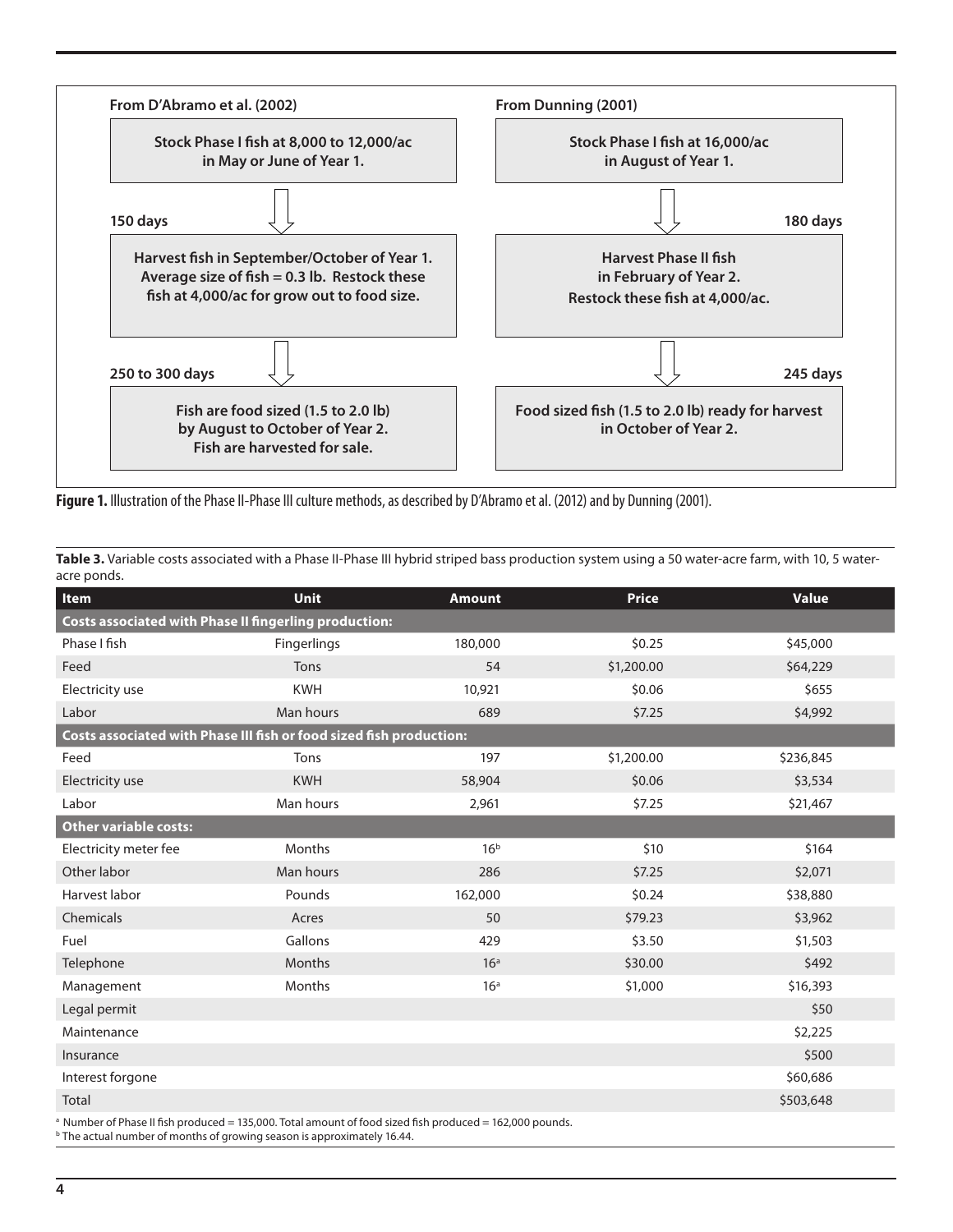**From D'Abramo et al. (2002)**

Stock Phase I fish at 8,000 to 12,000/ac in May or June of Year 1.

150 days

Harvest fish in September/October of Year 1. Average size of fish = 0.3 lb. Restock these fish at 4,000/ac for grow out to food size.

250 to 300 days

Fish are food sized (1.5 to 2.0 lb) by August to October of Year 2. Fish are harvested for sale.

**From Dunning (2001)**

Stock Phase I fish at 16,000/ac in August of Year 1.

180 days

Harvest Phase II fish in February of Year 2. Restock these fish at 4,000/ac.

245 days

Food sized fish (1.5 to 2.0 lb) ready for harvest in October of Year 2.

**Figure 1.** Illustration of the Phase II-Phase III culture methods, as described by D'Abramo et al. (2012) and by Dunning (2001).

**Table 3.** Variable costs associated with a Phase II-Phase III hybrid striped bass production system using a 50 water-acre farm, with 10, 5 water-acre ponds.

| Item | Unit | Amount | Price | Value |
|---|---|---|---|---|
| **Costs associated with Phase II fingerling production:** | | | | |
| Phase I fish | Fingerlings | 180,000 | $0.25 | $45,000 |
| Feed | Tons | 54 | $1,200.00 | $64,229 |
| Electricity use | KWH | 10,921 | $0.06 | $655 |
| Labor | Man hours | 689 | $7.25 | $4,992 |
| **Costs associated with Phase III fish or food sized fish production:** | | | | |
| Feed | Tons | 197 | $1,200.00 | $236,845 |
| Electricity use | KWH | 58,904 | $0.06 | $3,534 |
| Labor | Man hours | 2,961 | $7.25 | $21,467 |
| **Other variable costs:** | | | | |
| Electricity meter fee | Months | 16[b] | $10 | $164 |
| Other labor | Man hours | 286 | $7.25 | $2,071 |
| Harvest labor | Pounds | 162,000 | $0.24 | $38,880 |
| Chemicals | Acres | 50 | $79.23 | $3,962 |
| Fuel | Gallons | 429 | $3.50 | $1,503 |
| Telephone | Months | 16[a] | $30.00 | $492 |
| Management | Months | 16[a] | $1,000 | $16,393 |
| Legal permit | | | | $50 |
| Maintenance | | | | $2,225 |
| Insurance | | | | $500 |
| Interest forgone | | | | $60,686 |
| Total | | | | $503,648 |

[a] Number of Phase II fish produced = 135,000. Total amount of food sized fish produced = 162,000 pounds.
[b] The actual number of months of growing season is approximately 16.44.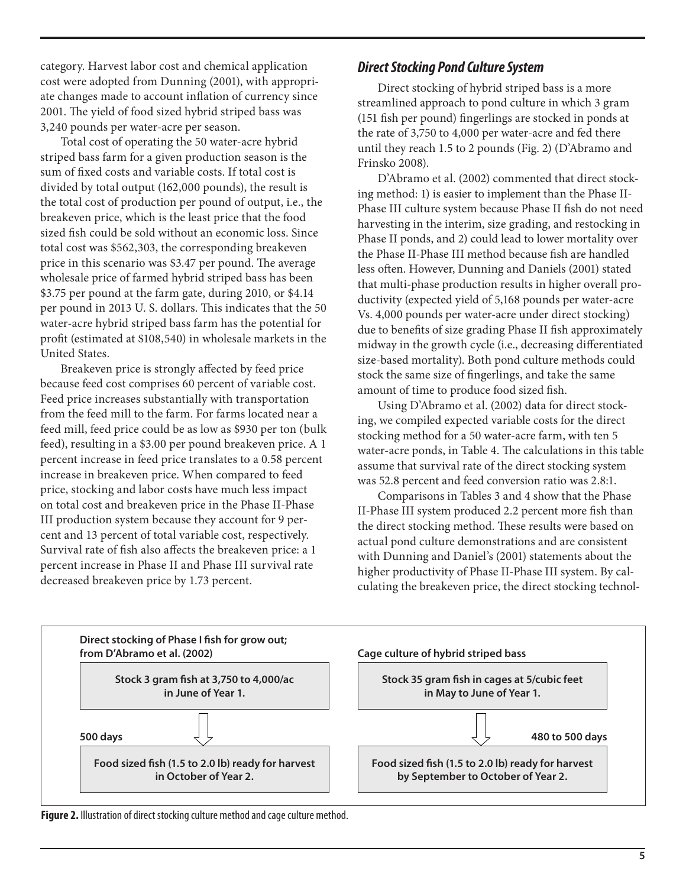category. Harvest labor cost and chemical application cost were adopted from Dunning (2001), with appropriate changes made to account inflation of currency since 2001. The yield of food sized hybrid striped bass was 3,240 pounds per water-acre per season.

Total cost of operating the 50 water-acre hybrid striped bass farm for a given production season is the sum of fixed costs and variable costs. If total cost is divided by total output (162,000 pounds), the result is the total cost of production per pound of output, i.e., the breakeven price, which is the least price that the food sized fish could be sold without an economic loss. Since total cost was $562,303, the corresponding breakeven price in this scenario was $3.47 per pound. The average wholesale price of farmed hybrid striped bass has been $3.75 per pound at the farm gate, during 2010, or $4.14 per pound in 2013 U. S. dollars. This indicates that the 50 water-acre hybrid striped bass farm has the potential for profit (estimated at $108,540) in wholesale markets in the United States.

Breakeven price is strongly affected by feed price because feed cost comprises 60 percent of variable cost. Feed price increases substantially with transportation from the feed mill to the farm. For farms located near a feed mill, feed price could be as low as $930 per ton (bulk feed), resulting in a $3.00 per pound breakeven price. A 1 percent increase in feed price translates to a 0.58 percent increase in breakeven price. When compared to feed price, stocking and labor costs have much less impact on total cost and breakeven price in the Phase II-Phase III production system because they account for 9 percent and 13 percent of total variable cost, respectively. Survival rate of fish also affects the breakeven price: a 1 percent increase in Phase II and Phase III survival rate decreased breakeven price by 1.73 percent.

## *Direct Stocking Pond Culture System*

Direct stocking of hybrid striped bass is a more streamlined approach to pond culture in which 3 gram (151 fish per pound) fingerlings are stocked in ponds at the rate of 3,750 to 4,000 per water-acre and fed there until they reach 1.5 to 2 pounds (Fig. 2) (D'Abramo and Frinsko 2008).

D'Abramo et al. (2002) commented that direct stocking method: 1) is easier to implement than the Phase II-Phase III culture system because Phase II fish do not need harvesting in the interim, size grading, and restocking in Phase II ponds, and 2) could lead to lower mortality over the Phase II-Phase III method because fish are handled less often. However, Dunning and Daniels (2001) stated that multi-phase production results in higher overall productivity (expected yield of 5,168 pounds per water-acre Vs. 4,000 pounds per water-acre under direct stocking) due to benefits of size grading Phase II fish approximately midway in the growth cycle (i.e., decreasing differentiated size-based mortality). Both pond culture methods could stock the same size of fingerlings, and take the same amount of time to produce food sized fish.

Using D'Abramo et al. (2002) data for direct stocking, we compiled expected variable costs for the direct stocking method for a 50 water-acre farm, with ten 5 water-acre ponds, in Table 4. The calculations in this table assume that survival rate of the direct stocking system was 52.8 percent and feed conversion ratio was 2.8:1.

Comparisons in Tables 3 and 4 show that the Phase II-Phase III system produced 2.2 percent more fish than the direct stocking method. These results were based on actual pond culture demonstrations and are consistent with Dunning and Daniel's (2001) statements about the higher productivity of Phase II-Phase III system. By calculating the breakeven price, the direct stocking technol-

**Direct stocking of Phase I fish for grow out; from D'Abramo et al. (2002)**

**Stock 3 gram fish at 3,750 to 4,000/ac in June of Year 1.**

**500 days**

**Food sized fish (1.5 to 2.0 lb) ready for harvest in October of Year 2.**

**Cage culture of hybrid striped bass**

**Stock 35 gram fish in cages at 5/cubic feet in May to June of Year 1.**

**480 to 500 days**

**Food sized fish (1.5 to 2.0 lb) ready for harvest by September to October of Year 2.**

**Figure 2.** Illustration of direct stocking culture method and cage culture method.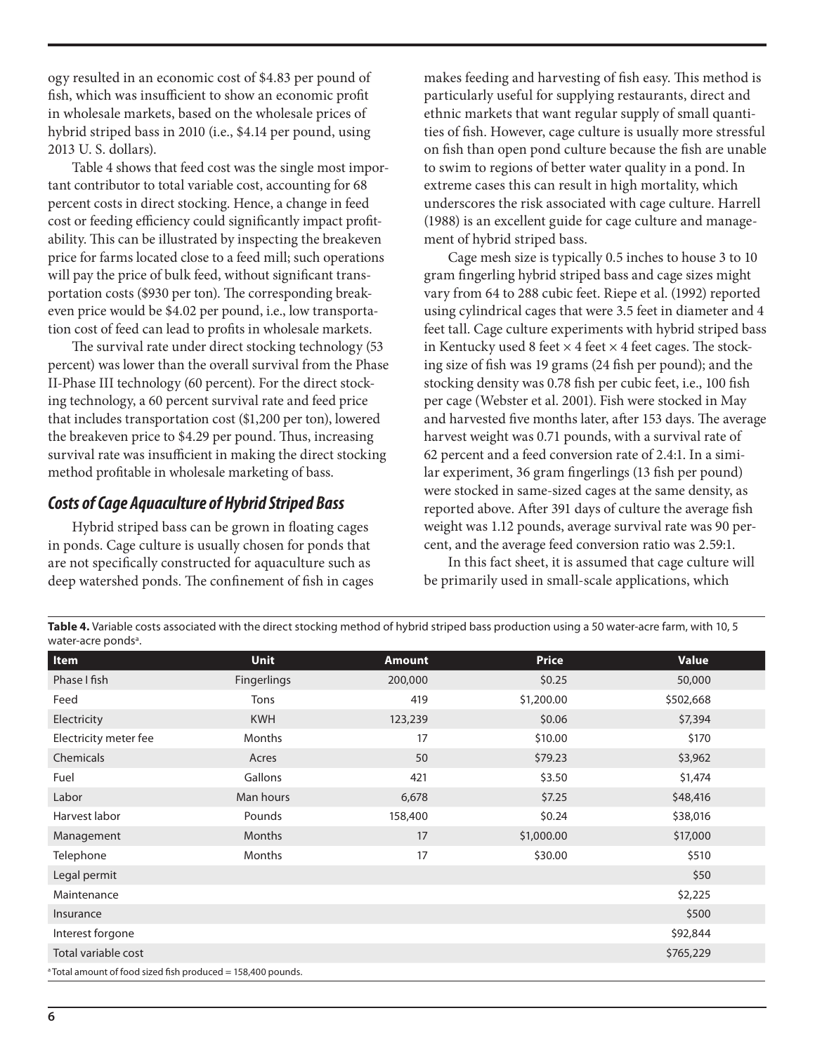ogy resulted in an economic cost of $4.83 per pound of fish, which was insufficient to show an economic profit in wholesale markets, based on the wholesale prices of hybrid striped bass in 2010 (i.e., $4.14 per pound, using 2013 U. S. dollars).

Table 4 shows that feed cost was the single most important contributor to total variable cost, accounting for 68 percent costs in direct stocking. Hence, a change in feed cost or feeding efficiency could significantly impact profitability. This can be illustrated by inspecting the breakeven price for farms located close to a feed mill; such operations will pay the price of bulk feed, without significant transportation costs ($930 per ton). The corresponding breakeven price would be $4.02 per pound, i.e., low transportation cost of feed can lead to profits in wholesale markets.

The survival rate under direct stocking technology (53 percent) was lower than the overall survival from the Phase II-Phase III technology (60 percent). For the direct stocking technology, a 60 percent survival rate and feed price that includes transportation cost ($1,200 per ton), lowered the breakeven price to $4.29 per pound. Thus, increasing survival rate was insufficient in making the direct stocking method profitable in wholesale marketing of bass.

## *Costs of Cage Aquaculture of Hybrid Striped Bass*

Hybrid striped bass can be grown in floating cages in ponds. Cage culture is usually chosen for ponds that are not specifically constructed for aquaculture such as deep watershed ponds. The confinement of fish in cages makes feeding and harvesting of fish easy. This method is particularly useful for supplying restaurants, direct and ethnic markets that want regular supply of small quantities of fish. However, cage culture is usually more stressful on fish than open pond culture because the fish are unable to swim to regions of better water quality in a pond. In extreme cases this can result in high mortality, which underscores the risk associated with cage culture. Harrell (1988) is an excellent guide for cage culture and management of hybrid striped bass.

Cage mesh size is typically 0.5 inches to house 3 to 10 gram fingerling hybrid striped bass and cage sizes might vary from 64 to 288 cubic feet. Riepe et al. (1992) reported using cylindrical cages that were 3.5 feet in diameter and 4 feet tall. Cage culture experiments with hybrid striped bass in Kentucky used 8 feet × 4 feet × 4 feet cages. The stocking size of fish was 19 grams (24 fish per pound); and the stocking density was 0.78 fish per cubic feet, i.e., 100 fish per cage (Webster et al. 2001). Fish were stocked in May and harvested five months later, after 153 days. The average harvest weight was 0.71 pounds, with a survival rate of 62 percent and a feed conversion rate of 2.4:1. In a similar experiment, 36 gram fingerlings (13 fish per pound) were stocked in same-sized cages at the same density, as reported above. After 391 days of culture the average fish weight was 1.12 pounds, average survival rate was 90 percent, and the average feed conversion ratio was 2.59:1.

In this fact sheet, it is assumed that cage culture will be primarily used in small-scale applications, which

**Table 4.** Variable costs associated with the direct stocking method of hybrid striped bass production using a 50 water-acre farm, with 10, 5 water-acre ponds[a].

| Item | Unit | Amount | Price | Value |
|---|---|---|---|---|
| Phase I fish | Fingerlings | 200,000 | $0.25 | 50,000 |
| Feed | Tons | 419 | $1,200.00 | $502,668 |
| Electricity | KWH | 123,239 | $0.06 | $7,394 |
| Electricity meter fee | Months | 17 | $10.00 | $170 |
| Chemicals | Acres | 50 | $79.23 | $3,962 |
| Fuel | Gallons | 421 | $3.50 | $1,474 |
| Labor | Man hours | 6,678 | $7.25 | $48,416 |
| Harvest labor | Pounds | 158,400 | $0.24 | $38,016 |
| Management | Months | 17 | $1,000.00 | $17,000 |
| Telephone | Months | 17 | $30.00 | $510 |
| Legal permit | | | | $50 |
| Maintenance | | | | $2,225 |
| Insurance | | | | $500 |
| Interest forgone | | | | $92,844 |
| Total variable cost | | | | $765,229 |

[a] Total amount of food sized fish produced = 158,400 pounds.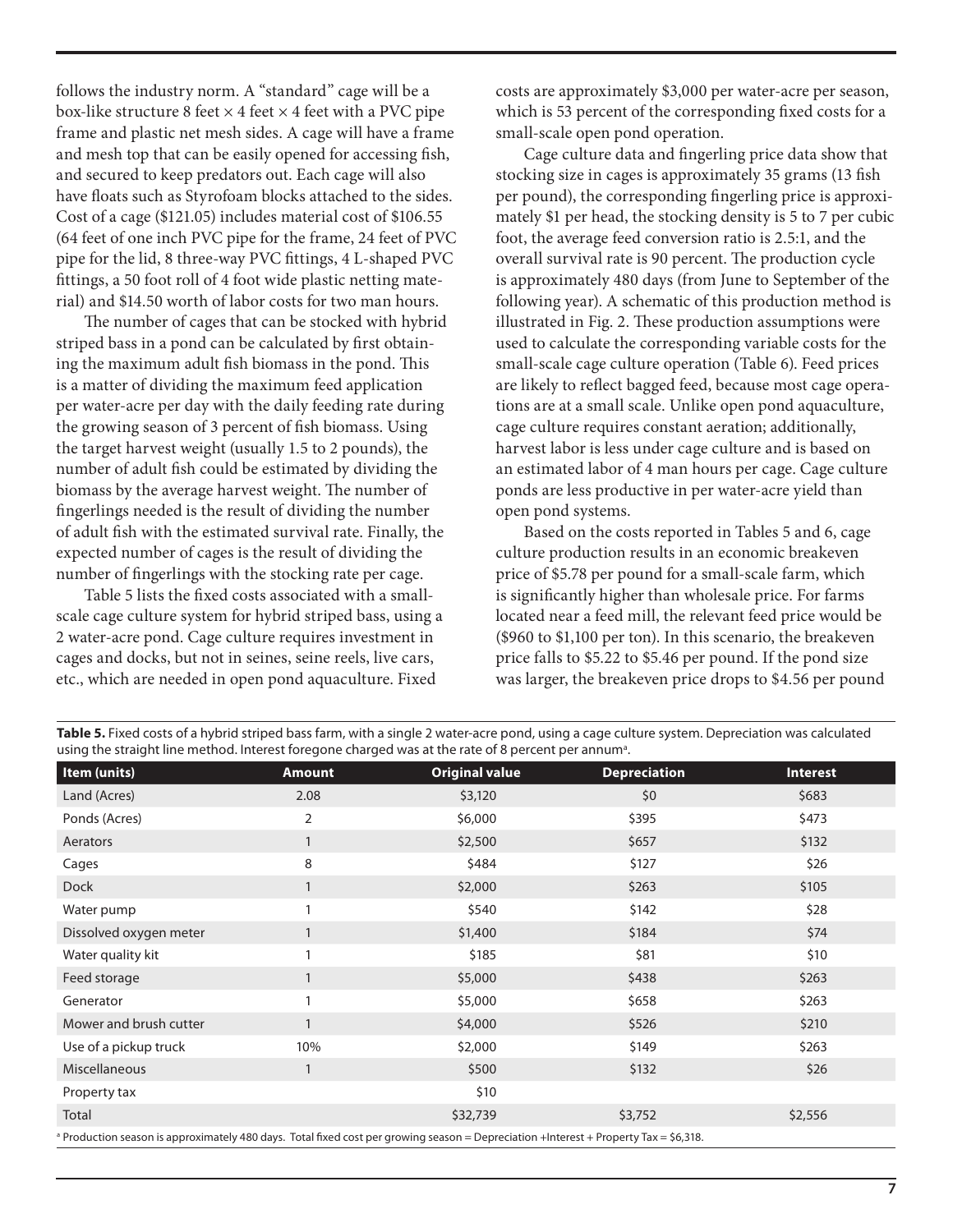follows the industry norm. A "standard" cage will be a box-like structure 8 feet × 4 feet × 4 feet with a PVC pipe frame and plastic net mesh sides. A cage will have a frame and mesh top that can be easily opened for accessing fish, and secured to keep predators out. Each cage will also have floats such as Styrofoam blocks attached to the sides. Cost of a cage ($121.05) includes material cost of $106.55 (64 feet of one inch PVC pipe for the frame, 24 feet of PVC pipe for the lid, 8 three-way PVC fittings, 4 L-shaped PVC fittings, a 50 foot roll of 4 foot wide plastic netting material) and $14.50 worth of labor costs for two man hours.

The number of cages that can be stocked with hybrid striped bass in a pond can be calculated by first obtaining the maximum adult fish biomass in the pond. This is a matter of dividing the maximum feed application per water-acre per day with the daily feeding rate during the growing season of 3 percent of fish biomass. Using the target harvest weight (usually 1.5 to 2 pounds), the number of adult fish could be estimated by dividing the biomass by the average harvest weight. The number of fingerlings needed is the result of dividing the number of adult fish with the estimated survival rate. Finally, the expected number of cages is the result of dividing the number of fingerlings with the stocking rate per cage.

Table 5 lists the fixed costs associated with a small-scale cage culture system for hybrid striped bass, using a 2 water-acre pond. Cage culture requires investment in cages and docks, but not in seines, seine reels, live cars, etc., which are needed in open pond aquaculture. Fixed costs are approximately $3,000 per water-acre per season, which is 53 percent of the corresponding fixed costs for a small-scale open pond operation.

Cage culture data and fingerling price data show that stocking size in cages is approximately 35 grams (13 fish per pound), the corresponding fingerling price is approximately $1 per head, the stocking density is 5 to 7 per cubic foot, the average feed conversion ratio is 2.5:1, and the overall survival rate is 90 percent. The production cycle is approximately 480 days (from June to September of the following year). A schematic of this production method is illustrated in Fig. 2. These production assumptions were used to calculate the corresponding variable costs for the small-scale cage culture operation (Table 6). Feed prices are likely to reflect bagged feed, because most cage operations are at a small scale. Unlike open pond aquaculture, cage culture requires constant aeration; additionally, harvest labor is less under cage culture and is based on an estimated labor of 4 man hours per cage. Cage culture ponds are less productive in per water-acre yield than open pond systems.

Based on the costs reported in Tables 5 and 6, cage culture production results in an economic breakeven price of $5.78 per pound for a small-scale farm, which is significantly higher than wholesale price. For farms located near a feed mill, the relevant feed price would be ($960 to $1,100 per ton). In this scenario, the breakeven price falls to $5.22 to $5.46 per pound. If the pond size was larger, the breakeven price drops to $4.56 per pound

**Table 5.** Fixed costs of a hybrid striped bass farm, with a single 2 water-acre pond, using a cage culture system. Depreciation was calculated using the straight line method. Interest foregone charged was at the rate of 8 percent per annum[a].

| Item (units) | Amount | Original value | Depreciation | Interest |
|---|---|---|---|---|
| Land (Acres) | 2.08 | $3,120 | $0 | $683 |
| Ponds (Acres) | 2 | $6,000 | $395 | $473 |
| Aerators | 1 | $2,500 | $657 | $132 |
| Cages | 8 | $484 | $127 | $26 |
| Dock | 1 | $2,000 | $263 | $105 |
| Water pump | 1 | $540 | $142 | $28 |
| Dissolved oxygen meter | 1 | $1,400 | $184 | $74 |
| Water quality kit | 1 | $185 | $81 | $10 |
| Feed storage | 1 | $5,000 | $438 | $263 |
| Generator | 1 | $5,000 | $658 | $263 |
| Mower and brush cutter | 1 | $4,000 | $526 | $210 |
| Use of a pickup truck | 10% | $2,000 | $149 | $263 |
| Miscellaneous | 1 | $500 | $132 | $26 |
| Property tax | | $10 | | |
| Total | | $32,739 | $3,752 | $2,556 |

[a] Production season is approximately 480 days. Total fixed cost per growing season = Depreciation +Interest + Property Tax = $6,318.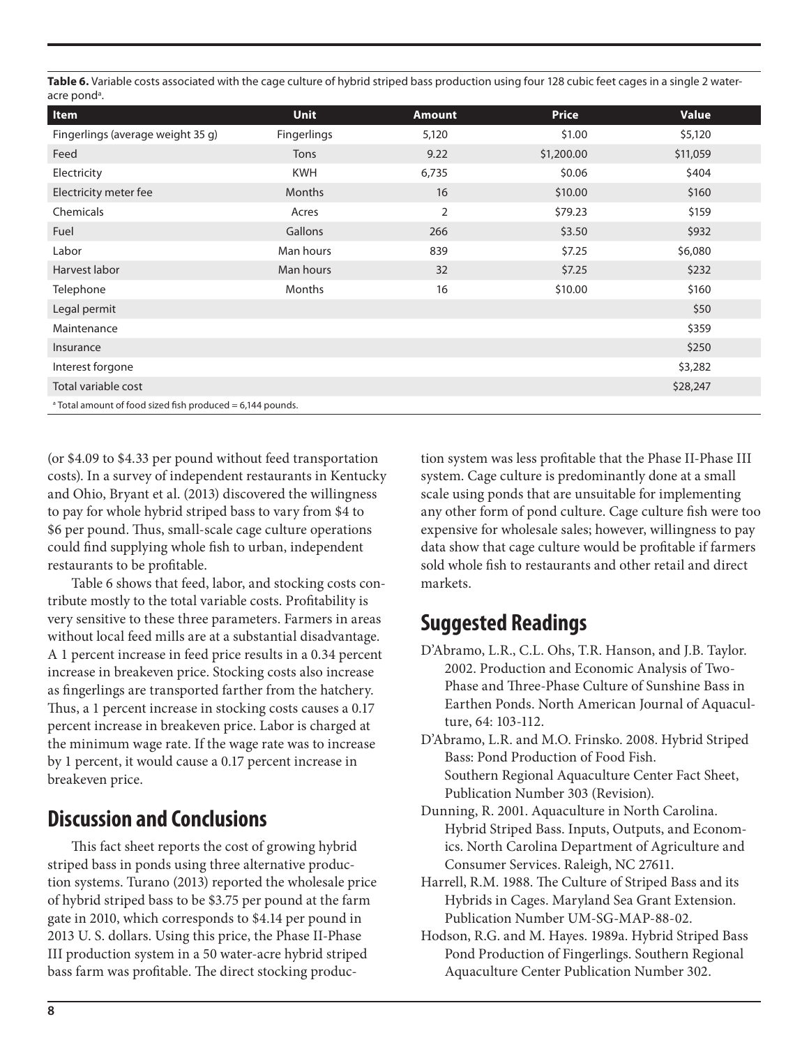**Table 6.** Variable costs associated with the cage culture of hybrid striped bass production using four 128 cubic feet cages in a single 2 water-acre pond[a].

| Item | Unit | Amount | Price | Value |
|---|---|---|---|---|
| Fingerlings (average weight 35 g) | Fingerlings | 5,120 | $1.00 | $5,120 |
| Feed | Tons | 9.22 | $1,200.00 | $11,059 |
| Electricity | KWH | 6,735 | $0.06 | $404 |
| Electricity meter fee | Months | 16 | $10.00 | $160 |
| Chemicals | Acres | 2 | $79.23 | $159 |
| Fuel | Gallons | 266 | $3.50 | $932 |
| Labor | Man hours | 839 | $7.25 | $6,080 |
| Harvest labor | Man hours | 32 | $7.25 | $232 |
| Telephone | Months | 16 | $10.00 | $160 |
| Legal permit | | | | $50 |
| Maintenance | | | | $359 |
| Insurance | | | | $250 |
| Interest forgone | | | | $3,282 |
| Total variable cost | | | | $28,247 |

[a] Total amount of food sized fish produced = 6,144 pounds.

(or $4.09 to $4.33 per pound without feed transportation costs). In a survey of independent restaurants in Kentucky and Ohio, Bryant et al. (2013) discovered the willingness to pay for whole hybrid striped bass to vary from $4 to $6 per pound. Thus, small-scale cage culture operations could find supplying whole fish to urban, independent restaurants to be profitable.

Table 6 shows that feed, labor, and stocking costs contribute mostly to the total variable costs. Profitability is very sensitive to these three parameters. Farmers in areas without local feed mills are at a substantial disadvantage. A 1 percent increase in feed price results in a 0.34 percent increase in breakeven price. Stocking costs also increase as fingerlings are transported farther from the hatchery. Thus, a 1 percent increase in stocking costs causes a 0.17 percent increase in breakeven price. Labor is charged at the minimum wage rate. If the wage rate was to increase by 1 percent, it would cause a 0.17 percent increase in breakeven price.

## Discussion and Conclusions

This fact sheet reports the cost of growing hybrid striped bass in ponds using three alternative production systems. Turano (2013) reported the wholesale price of hybrid striped bass to be $3.75 per pound at the farm gate in 2010, which corresponds to $4.14 per pound in 2013 U. S. dollars. Using this price, the Phase II-Phase III production system in a 50 water-acre hybrid striped bass farm was profitable. The direct stocking production system was less profitable that the Phase II-Phase III system. Cage culture is predominantly done at a small scale using ponds that are unsuitable for implementing any other form of pond culture. Cage culture fish were too expensive for wholesale sales; however, willingness to pay data show that cage culture would be profitable if farmers sold whole fish to restaurants and other retail and direct markets.

## Suggested Readings

D'Abramo, L.R., C.L. Ohs, T.R. Hanson, and J.B. Taylor. 2002. Production and Economic Analysis of Two-Phase and Three-Phase Culture of Sunshine Bass in Earthen Ponds. North American Journal of Aquaculture, 64: 103-112.

D'Abramo, L.R. and M.O. Frinsko. 2008. Hybrid Striped Bass: Pond Production of Food Fish. Southern Regional Aquaculture Center Fact Sheet, Publication Number 303 (Revision).

Dunning, R. 2001. Aquaculture in North Carolina. Hybrid Striped Bass. Inputs, Outputs, and Economics. North Carolina Department of Agriculture and Consumer Services. Raleigh, NC 27611.

Harrell, R.M. 1988. The Culture of Striped Bass and its Hybrids in Cages. Maryland Sea Grant Extension. Publication Number UM-SG-MAP-88-02.

Hodson, R.G. and M. Hayes. 1989a. Hybrid Striped Bass Pond Production of Fingerlings. Southern Regional Aquaculture Center Publication Number 302.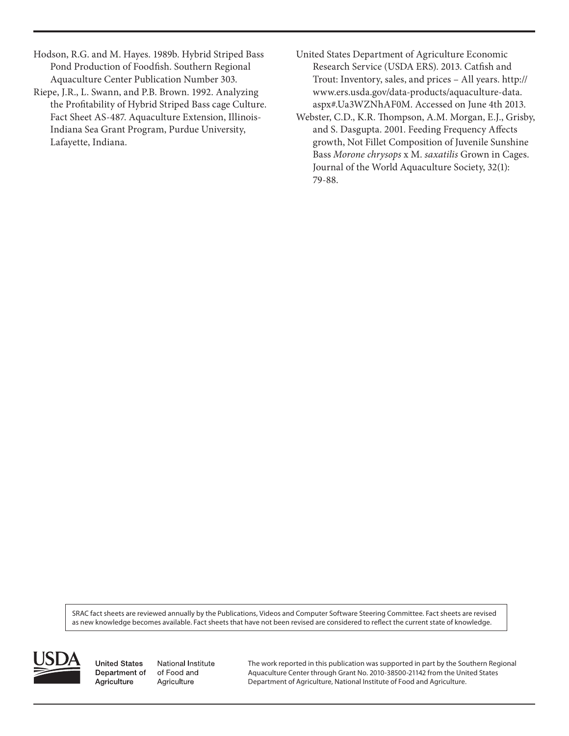Hodson, R.G. and M. Hayes. 1989b. Hybrid Striped Bass Pond Production of Foodfish. Southern Regional Aquaculture Center Publication Number 303.

Riepe, J.R., L. Swann, and P.B. Brown. 1992. Analyzing the Profitability of Hybrid Striped Bass cage Culture. Fact Sheet AS-487. Aquaculture Extension, Illinois-Indiana Sea Grant Program, Purdue University, Lafayette, Indiana.

United States Department of Agriculture Economic Research Service (USDA ERS). 2013. Catfish and Trout: Inventory, sales, and prices – All years. http://www.ers.usda.gov/data-products/aquaculture-data.aspx#.Ua3WZNhAF0M. Accessed on June 4th 2013.

Webster, C.D., K.R. Thompson, A.M. Morgan, E.J., Grisby, and S. Dasgupta. 2001. Feeding Frequency Affects growth, Not Fillet Composition of Juvenile Sunshine Bass *Morone chrysops* x M. *saxatilis* Grown in Cages. Journal of the World Aquaculture Society, 32(1): 79-88.

SRAC fact sheets are reviewed annually by the Publications, Videos and Computer Software Steering Committee. Fact sheets are revised as new knowledge becomes available. Fact sheets that have not been revised are considered to reflect the current state of knowledge.

USDA United States Department of Agriculture National Institute of Food and Agriculture

The work reported in this publication was supported in part by the Southern Regional Aquaculture Center through Grant No. 2010-38500-21142 from the United States Department of Agriculture, National Institute of Food and Agriculture.